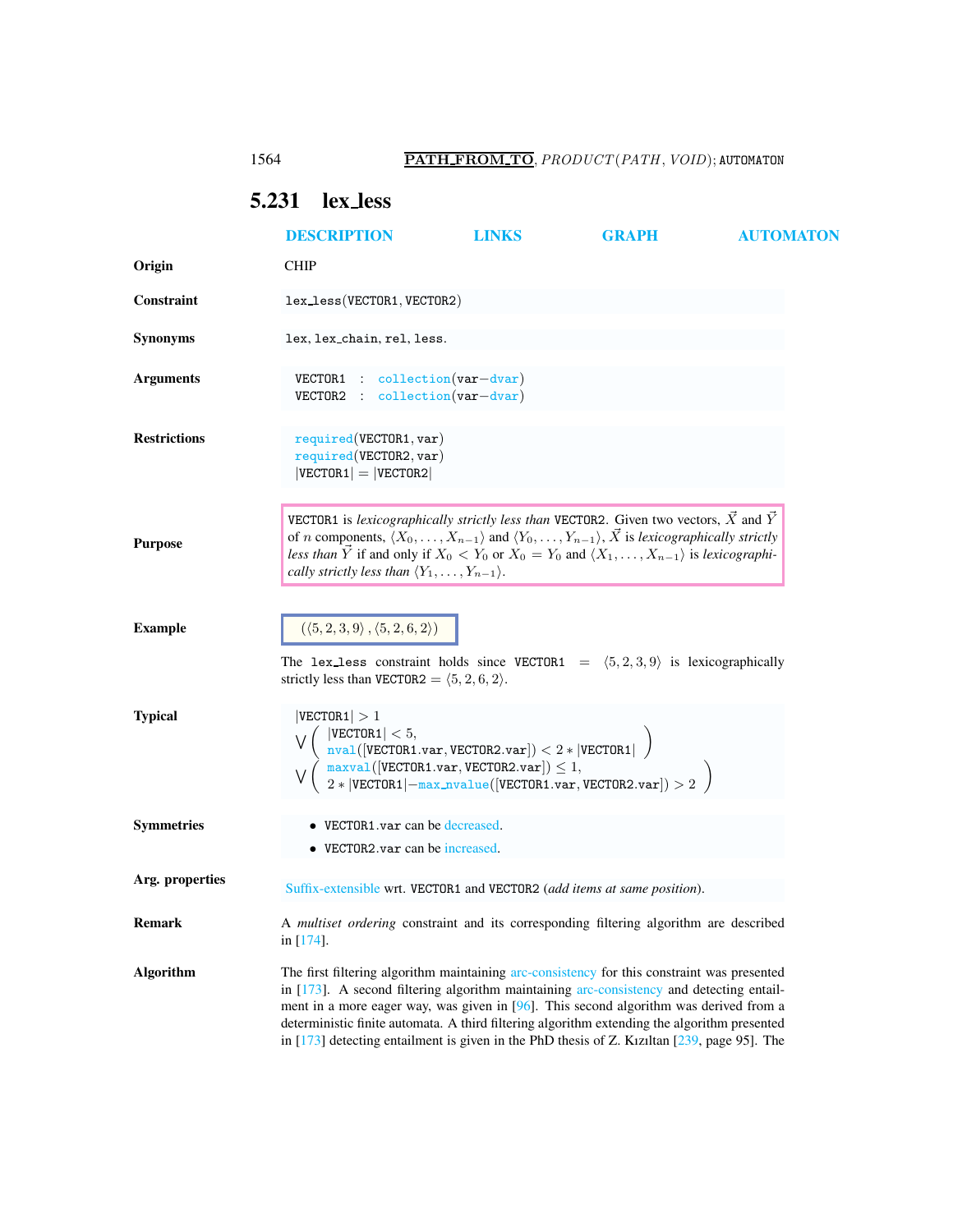## 5.231 lex_less

DESCRIPTION LINKS GRAPH AUTOMATON

**Origin**

CHIP

**Constraint**

lex_less(VECTOR1, VECTOR2)

**Synonyms**

lex, lex_chain, rel, less.

**Arguments**

VECTOR1 : collection(var−dvar)
VECTOR2 : collection(var−dvar)

**Restrictions**

required(VECTOR1, var)
required(VECTOR2, var)
|VECTOR1| = |VECTOR2|

**Purpose**

VECTOR1 is *lexicographically strictly less than* VECTOR2. Given two vectors, $\vec{X}$ and $\vec{Y}$ of $n$ components, $\langle X_0, \ldots, X_{n-1}\rangle$ and $\langle Y_0, \ldots, Y_{n-1}\rangle$, $\vec{X}$ is *lexicographically strictly less than* $\vec{Y}$ if and only if $X_0 < Y_0$ or $X_0 = Y_0$ and $\langle X_1, \ldots, X_{n-1}\rangle$ is *lexicographically strictly less than* $\langle Y_1, \ldots, Y_{n-1}\rangle$.

**Example**

$(\langle 5, 2, 3, 9\rangle, \langle 5, 2, 6, 2\rangle)$

The lex_less constraint holds since VECTOR1 $= \langle 5, 2, 3, 9\rangle$ is lexicographically strictly less than VECTOR2 $= \langle 5, 2, 6, 2\rangle$.

**Typical**

$$
\begin{array}{l}
|\text{VECTOR1}| > 1 \\
\lor \left( \begin{array}{l} |\text{VECTOR1}| < 5, \\ \text{nval}([\text{VECTOR1.var}, \text{VECTOR2.var}]) < 2 * |\text{VECTOR1}| \end{array} \right) \\
\lor \left( \begin{array}{l} \text{maxval}([\text{VECTOR1.var}, \text{VECTOR2.var}]) \leq 1, \\ 2 * |\text{VECTOR1}| - \text{max\_nvalue}([\text{VECTOR1.var}, \text{VECTOR2.var}]) > 2 \end{array} \right)
\end{array}
$$

**Symmetries**

- VECTOR1.var can be decreased.
- VECTOR2.var can be increased.

**Arg. properties**

Suffix-extensible wrt. VECTOR1 and VECTOR2 (*add items at same position*).

**Remark**

A *multiset ordering* constraint and its corresponding filtering algorithm are described in [174].

**Algorithm**

The first filtering algorithm maintaining arc-consistency for this constraint was presented in [173]. A second filtering algorithm maintaining arc-consistency and detecting entailment in a more eager way, was given in [96]. This second algorithm was derived from a deterministic finite automata. A third filtering algorithm extending the algorithm presented in [173] detecting entailment is given in the PhD thesis of Z. Kızıltan [239, page 95]. The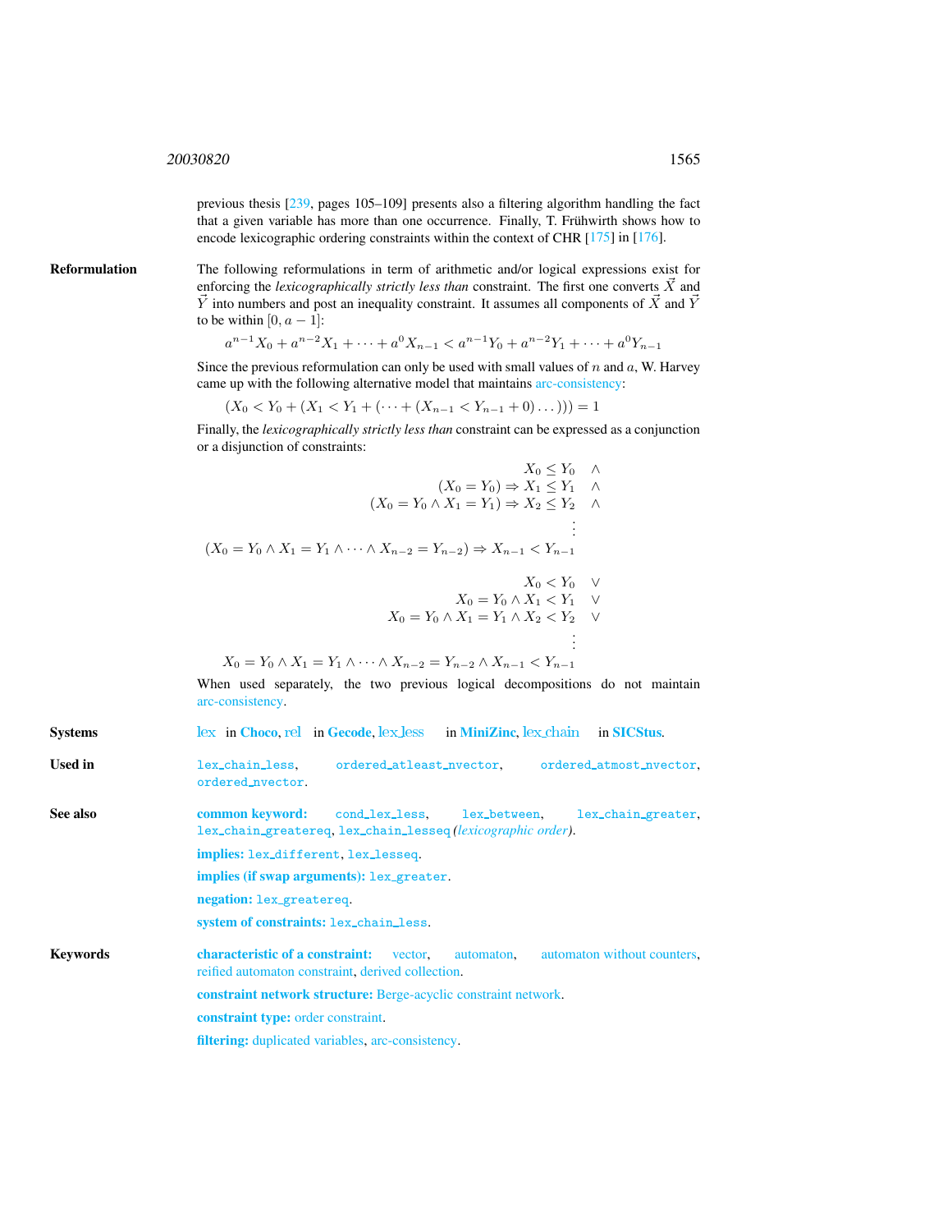previous thesis [239, pages 105–109] presents also a filtering algorithm handling the fact that a given variable has more than one occurrence. Finally, T. Frühwirth shows how to encode lexicographic ordering constraints within the context of CHR [175] in [176].

**Reformulation**

The following reformulations in term of arithmetic and/or logical expressions exist for enforcing the *lexicographically strictly less than* constraint. The first one converts $\vec{X}$ and $\vec{Y}$ into numbers and post an inequality constraint. It assumes all components of $\vec{X}$ and $\vec{Y}$ to be within $[0, a-1]$:

$$a^{n-1}X_0 + a^{n-2}X_1 + \cdots + a^0 X_{n-1} < a^{n-1}Y_0 + a^{n-2}Y_1 + \cdots + a^0 Y_{n-1}$$

Since the previous reformulation can only be used with small values of $n$ and $a$, W. Harvey came up with the following alternative model that maintains arc-consistency:

$$(X_0 < Y_0 + (X_1 < Y_1 + (\cdots + (X_{n-1} < Y_{n-1} + 0)\ldots))) = 1$$

Finally, the *lexicographically strictly less than* constraint can be expressed as a conjunction or a disjunction of constraints:

$$\begin{array}{rl}
X_0 \leq Y_0 & \wedge \\
(X_0 = Y_0) \Rightarrow X_1 \leq Y_1 & \wedge \\
(X_0 = Y_0 \wedge X_1 = Y_1) \Rightarrow X_2 \leq Y_2 & \wedge \\
\vdots & \\
(X_0 = Y_0 \wedge X_1 = Y_1 \wedge \cdots \wedge X_{n-2} = Y_{n-2}) \Rightarrow X_{n-1} < Y_{n-1} &
\end{array}$$

$$\begin{array}{rl}
X_0 < Y_0 & \vee \\
X_0 = Y_0 \wedge X_1 < Y_1 & \vee \\
X_0 = Y_0 \wedge X_1 = Y_1 \wedge X_2 < Y_2 & \vee \\
\vdots & \\
X_0 = Y_0 \wedge X_1 = Y_1 \wedge \cdots \wedge X_{n-2} = Y_{n-2} \wedge X_{n-1} < Y_{n-1} &
\end{array}$$

When used separately, the two previous logical decompositions do not maintain arc-consistency.

**Systems**

lex in **Choco**, rel in **Gecode**, lex_less in **MiniZinc**, lex_chain in **SICStus**.

**Used in**

`lex_chain_less`, `ordered_atleast_nvector`, `ordered_atmost_nvector`, `ordered_nvector`.

**See also**

**common keyword:** `cond_lex_less`, `lex_between`, `lex_chain_greater`, `lex_chain_greatereq`, `lex_chain_lesseq` *(lexicographic order)*.

**implies:** `lex_different`, `lex_lesseq`.

**implies (if swap arguments):** `lex_greater`.

**negation:** `lex_greatereq`.

**system of constraints:** `lex_chain_less`.

**Keywords**

**characteristic of a constraint:** vector, automaton, automaton without counters, reified automaton constraint, derived collection.

**constraint network structure:** Berge-acyclic constraint network.

**constraint type:** order constraint.

**filtering:** duplicated variables, arc-consistency.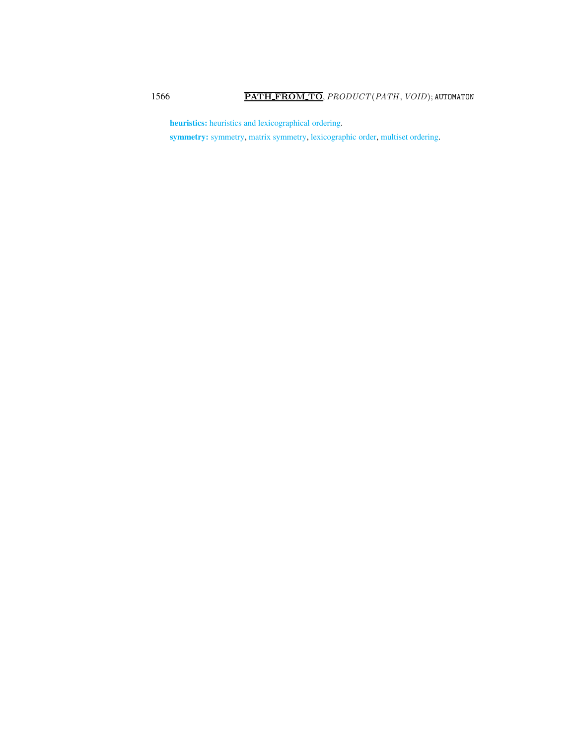**heuristics:** heuristics and lexicographical ordering.

**symmetry:** symmetry, matrix symmetry, lexicographic order, multiset ordering.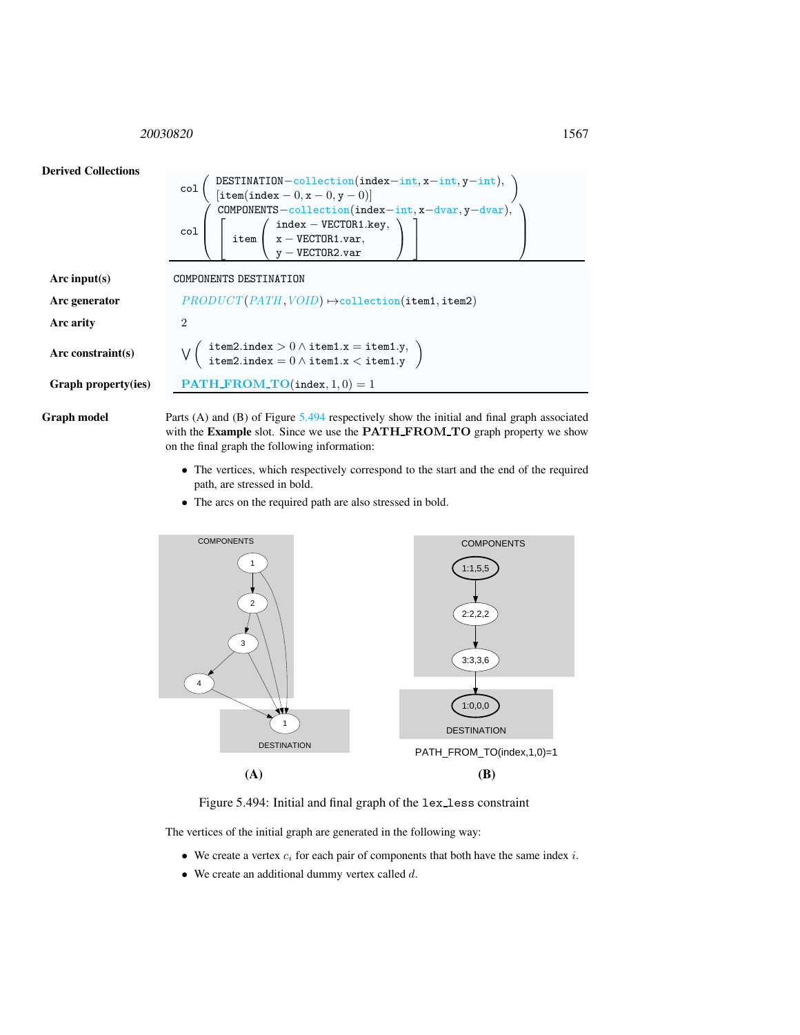**Derived Collections**

$$\text{col}\left(\begin{array}{l}\text{DESTINATION}-\text{collection}(\text{index}-\text{int}, \text{x}-\text{int}, \text{y}-\text{int}),\\ [\text{item}(\text{index}-0, \text{x}-0, \text{y}-0)]\end{array}\right)$$

$$\text{col}\left(\begin{array}{l}\text{COMPONENTS}-\text{collection}(\text{index}-\text{int}, \text{x}-\text{dvar}, \text{y}-\text{dvar}),\\ \left[\text{item}\left(\begin{array}{l}\text{index}-\text{VECTOR1.key},\\ \text{x}-\text{VECTOR1.var},\\ \text{y}-\text{VECTOR2.var}\end{array}\right)\right]\end{array}\right)$$

**Arc input(s)**: COMPONENTS DESTINATION

**Arc generator**: $PRODUCT(PATH, VOID) \mapsto$ collection(item1, item2)

**Arc arity**: 2

**Arc constraint(s)**:

$$\bigvee\left(\begin{array}{l}\text{item2.index} > 0 \wedge \text{item1.x} = \text{item1.y},\\ \text{item2.index} = 0 \wedge \text{item1.x} < \text{item1.y}\end{array}\right)$$

**Graph property(ies)**: **PATH_FROM_TO**$(\text{index}, 1, 0) = 1$

**Graph model**

Parts (A) and (B) of Figure 5.494 respectively show the initial and final graph associated with the **Example** slot. Since we use the **PATH_FROM_TO** graph property we show on the final graph the following information:

- The vertices, which respectively correspond to the start and the end of the required path, are stressed in bold.
- The arcs on the required path are also stressed in bold.

Figure 5.494: Initial and final graph of the lex_less constraint

The vertices of the initial graph are generated in the following way:

- We create a vertex $c_i$ for each pair of components that both have the same index $i$.
- We create an additional dummy vertex called $d$.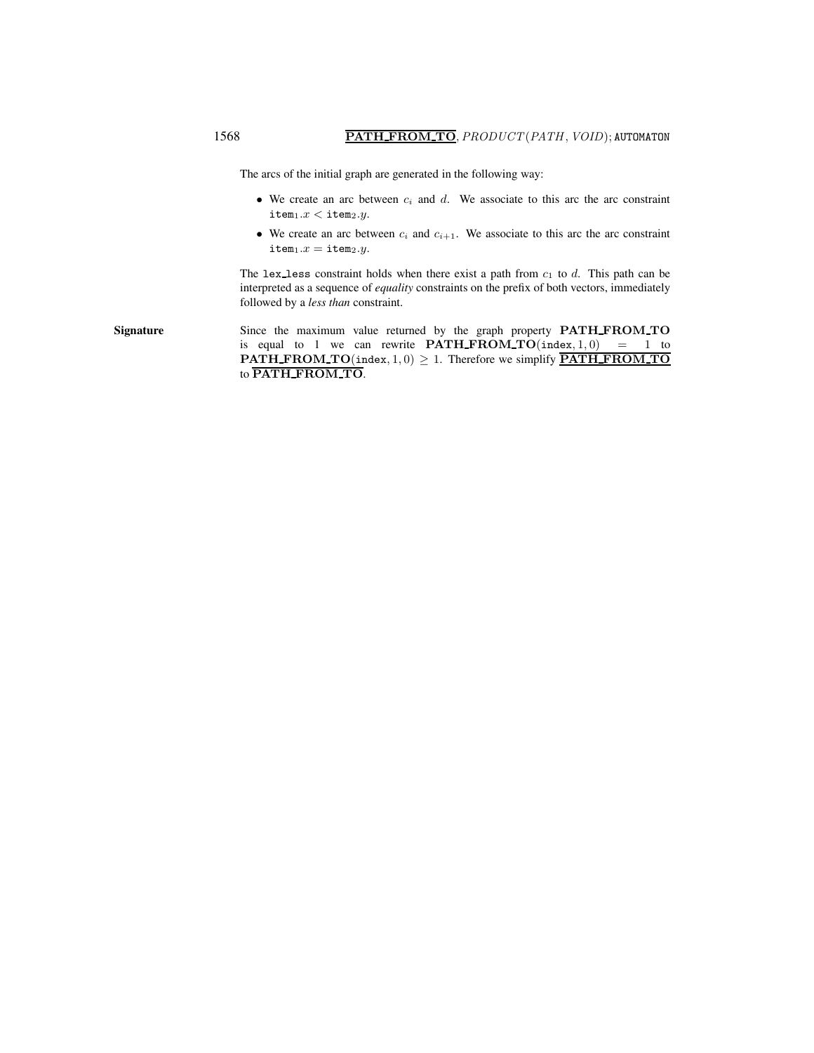The arcs of the initial graph are generated in the following way:

- We create an arc between $c_i$ and $d$. We associate to this arc the arc constraint $\mathtt{item}_1.x < \mathtt{item}_2.y$.
- We create an arc between $c_i$ and $c_{i+1}$. We associate to this arc the arc constraint $\mathtt{item}_1.x = \mathtt{item}_2.y$.

The `lex_less` constraint holds when there exist a path from $c_1$ to $d$. This path can be interpreted as a sequence of *equality* constraints on the prefix of both vectors, immediately followed by a *less than* constraint.

**Signature**

Since the maximum value returned by the graph property **PATH_FROM_TO** is equal to 1 we can rewrite $\mathbf{PATH\_FROM\_TO}(\mathtt{index}, 1, 0) = 1$ to $\mathbf{PATH\_FROM\_TO}(\mathtt{index}, 1, 0) \geq 1$. Therefore we simplify $\overline{\mathbf{PATH\_FROM\_TO}}$ to $\underline{\mathbf{PATH\_FROM\_TO}}$.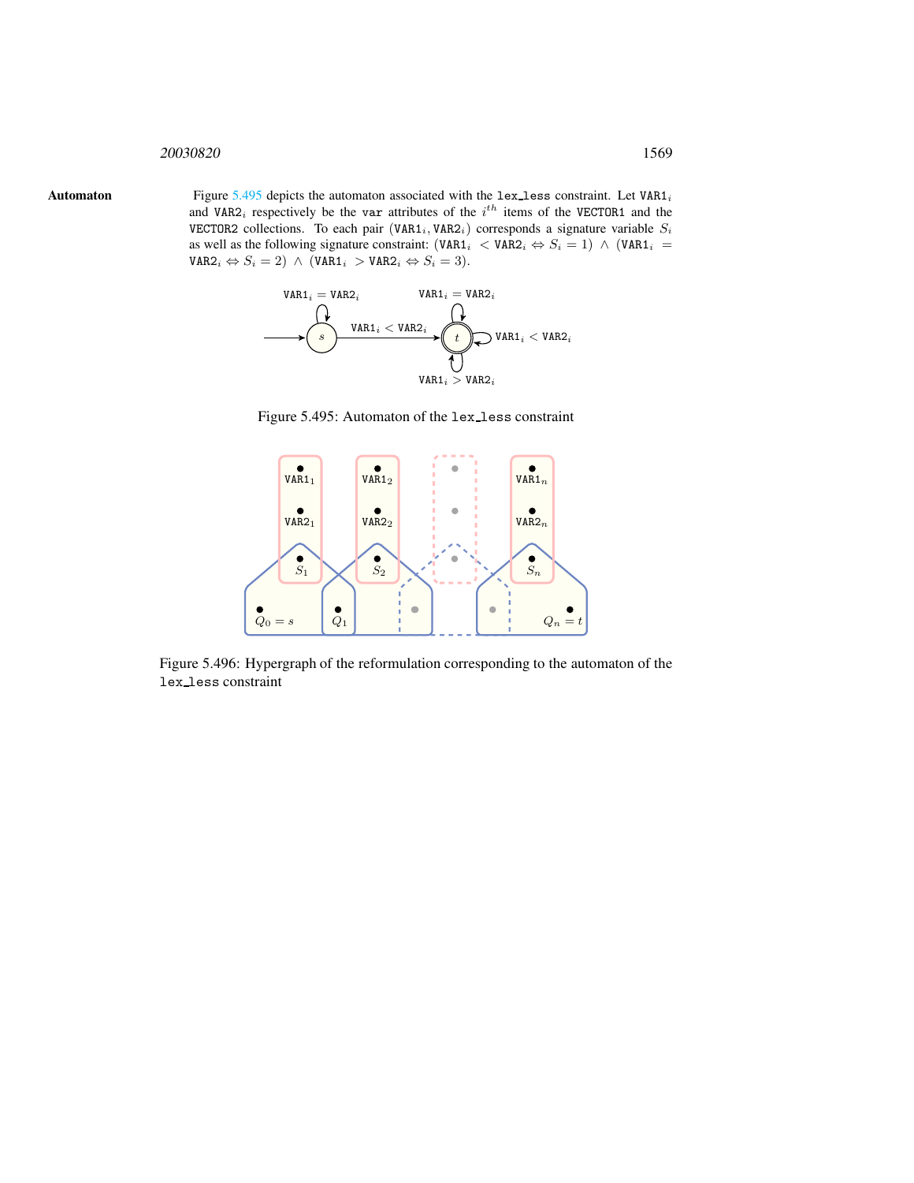**Automaton**

Figure 5.495 depicts the automaton associated with the `lex_less` constraint. Let $\texttt{VAR1}_i$ and $\texttt{VAR2}_i$ respectively be the `var` attributes of the $i^{th}$ items of the `VECTOR1` and the `VECTOR2` collections. To each pair $(\texttt{VAR1}_i, \texttt{VAR2}_i)$ corresponds a signature variable $S_i$ as well as the following signature constraint: $(\texttt{VAR1}_i < \texttt{VAR2}_i \Leftrightarrow S_i = 1) \wedge (\texttt{VAR1}_i = \texttt{VAR2}_i \Leftrightarrow S_i = 2) \wedge (\texttt{VAR1}_i > \texttt{VAR2}_i \Leftrightarrow S_i = 3)$.

$\texttt{VAR1}_i = \texttt{VAR2}_i$

$\texttt{VAR1}_i < \texttt{VAR2}_i$

$\texttt{VAR1}_i = \texttt{VAR2}_i$

$\texttt{VAR1}_i < \texttt{VAR2}_i$

$\texttt{VAR1}_i > \texttt{VAR2}_i$

$s$

$t$

Figure 5.495: Automaton of the `lex_less` constraint

$\texttt{VAR1}_1$ $\texttt{VAR2}_1$ $S_1$ $\texttt{VAR1}_2$ $\texttt{VAR2}_2$ $S_2$ $\texttt{VAR1}_n$ $\texttt{VAR2}_n$ $S_n$

$Q_0 = s$ $Q_1$ $Q_n = t$

Figure 5.496: Hypergraph of the reformulation corresponding to the automaton of the `lex_less` constraint